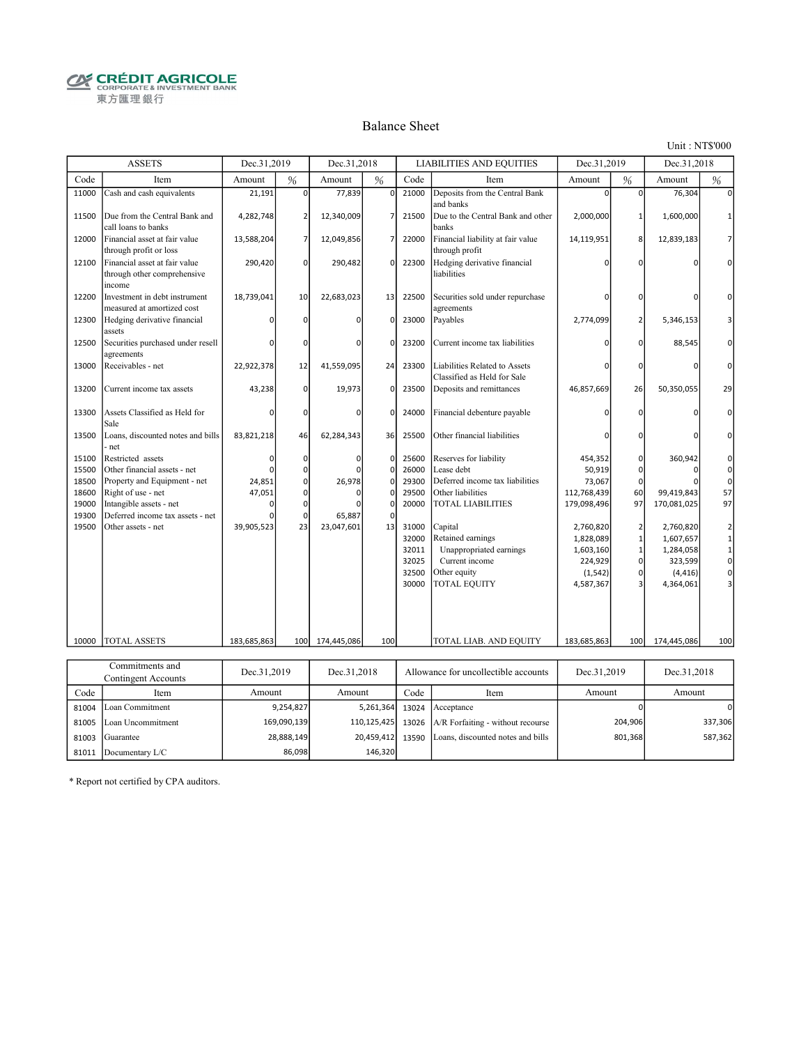CRÉDIT AGRICOLE
CORPORATE & INVESTMENT BANK
東方匯理銀行

# Balance Sheet

Unit : NT$'000

| ASSETS | | Dec.31,2019 | | Dec.31,2018 | | LIABILITIES AND EQUITIES | | Dec.31,2019 | | Dec.31,2018 | |
|---|---|---|---|---|---|---|---|---|---|---|---|
| Code | Item | Amount | % | Amount | % | Code | Item | Amount | % | Amount | % |
| 11000 | Cash and cash equivalents | 21,191 | 0 | 77,839 | 0 | 21000 | Deposits from the Central Bank and banks | 0 | 0 | 76,304 | 0 |
| 11500 | Due from the Central Bank and call loans to banks | 4,282,748 | 2 | 12,340,009 | 7 | 21500 | Due to the Central Bank and other banks | 2,000,000 | 1 | 1,600,000 | 1 |
| 12000 | Financial asset at fair value through profit or loss | 13,588,204 | 7 | 12,049,856 | 7 | 22000 | Financial liability at fair value through profit | 14,119,951 | 8 | 12,839,183 | 7 |
| 12100 | Financial asset at fair value through other comprehensive income | 290,420 | 0 | 290,482 | 0 | 22300 | Hedging derivative financial liabilities | 0 | 0 | 0 | 0 |
| 12200 | Investment in debt instrument measured at amortized cost | 18,739,041 | 10 | 22,683,023 | 13 | 22500 | Securities sold under repurchase agreements | 0 | 0 | 0 | 0 |
| 12300 | Hedging derivative financial assets | 0 | 0 | 0 | 0 | 23000 | Payables | 2,774,099 | 2 | 5,346,153 | 3 |
| 12500 | Securities purchased under resell agreements | 0 | 0 | 0 | 0 | 23200 | Current income tax liabilities | 0 | 0 | 88,545 | 0 |
| 13000 | Receivables - net | 22,922,378 | 12 | 41,559,095 | 24 | 23300 | Liabilities Related to Assets Classified as Held for Sale | 0 | 0 | 0 | 0 |
| 13200 | Current income tax assets | 43,238 | 0 | 19,973 | 0 | 23500 | Deposits and remittances | 46,857,669 | 26 | 50,350,055 | 29 |
| 13300 | Assets Classified as Held for Sale | 0 | 0 | 0 | 0 | 24000 | Financial debenture payable | 0 | 0 | 0 | 0 |
| 13500 | Loans, discounted notes and bills - net | 83,821,218 | 46 | 62,284,343 | 36 | 25500 | Other financial liabilities | 0 | 0 | 0 | 0 |
| 15100 | Restricted assets | 0 | 0 | 0 | 0 | 25600 | Reserves for liability | 454,352 | 0 | 360,942 | 0 |
| 15500 | Other financial assets - net | 0 | 0 | 0 | 0 | 26000 | Lease debt | 50,919 | 0 | 0 | 0 |
| 18500 | Property and Equipment - net | 24,851 | 0 | 26,978 | 0 | 29300 | Deferred income tax liabilities | 73,067 | 0 | 0 | 0 |
| 18600 | Right of use - net | 47,051 | 0 | 0 | 0 | 29500 | Other liabilities | 112,768,439 | 60 | 99,419,843 | 57 |
| 19000 | Intangible assets - net | 0 | 0 | 0 | 0 | 20000 | TOTAL LIABILITIES | 179,098,496 | 97 | 170,081,025 | 97 |
| 19300 | Deferred income tax assets - net | 0 | 0 | 65,887 | 0 | | | | | | |
| 19500 | Other assets - net | 39,905,523 | 23 | 23,047,601 | 13 | 31000 | Capital | 2,760,820 | 2 | 2,760,820 | 2 |
| | | | | | | 32000 | Retained earnings | 1,828,089 | 1 | 1,607,657 | 1 |
| | | | | | | 32011 | Unappropriated earnings | 1,603,160 | 1 | 1,284,058 | 1 |
| | | | | | | 32025 | Current income | 224,929 | 0 | 323,599 | 0 |
| | | | | | | 32500 | Other equity | (1,542) | 0 | (4,416) | 0 |
| | | | | | | 30000 | TOTAL EQUITY | 4,587,367 | 3 | 4,364,061 | 3 |
| 10000 | TOTAL ASSETS | 183,685,863 | 100 | 174,445,086 | 100 | | TOTAL LIAB. AND EQUITY | 183,685,863 | 100 | 174,445,086 | 100 |

| Commitments and Contingent Accounts | | Dec.31,2019 | Dec.31,2018 | Allowance for uncollectible accounts | | Dec.31,2019 | Dec.31,2018 |
|---|---|---|---|---|---|---|---|
| Code | Item | Amount | Amount | Code | Item | Amount | Amount |
| 81004 | Loan Commitment | 9,254,827 | 5,261,364 | 13024 | Acceptance | 0 | 0 |
| 81005 | Loan Uncommitment | 169,090,139 | 110,125,425 | 13026 | A/R Forfaiting - without recourse | 204,906 | 337,306 |
| 81003 | Guarantee | 28,888,149 | 20,459,412 | 13590 | Loans, discounted notes and bills | 801,368 | 587,362 |
| 81011 | Documentary L/C | 86,098 | 146,320 | | | | |

* Report not certified by CPA auditors.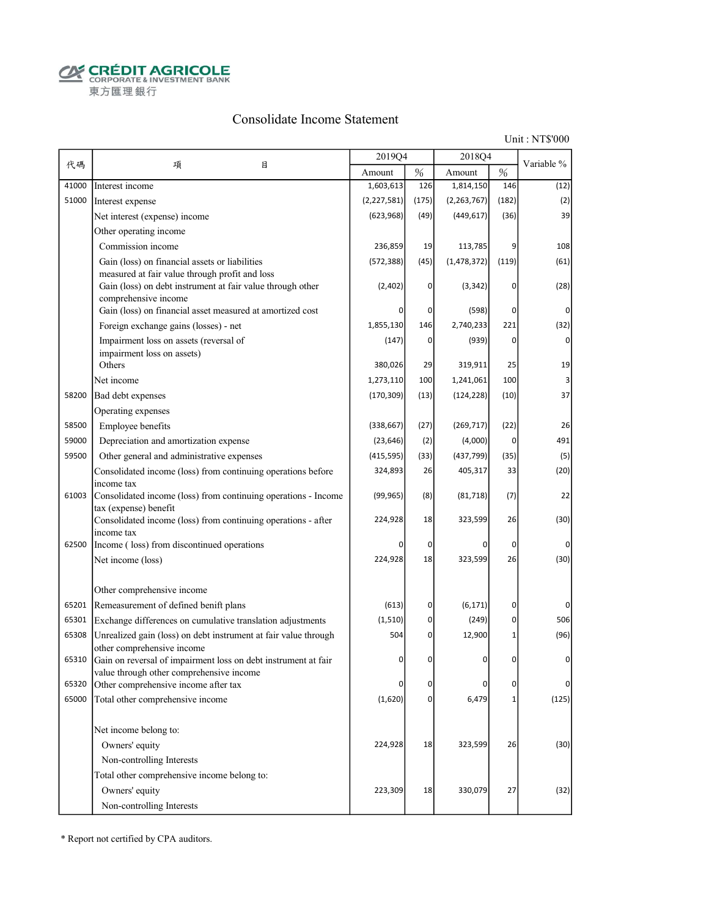CRÉDIT AGRICOLE
CORPORATE & INVESTMENT BANK
東方匯理銀行

# Consolidate Income Statement

Unit : NT$'000

| 代碼 | 項目 | 2019Q4 | | 2018Q4 | | Variable % |
|---|---|---|---|---|---|---|
| | | Amount | % | Amount | % | |
| 41000 | Interest income | 1,603,613 | 126 | 1,814,150 | 146 | (12) |
| 51000 | Interest expense | (2,227,581) | (175) | (2,263,767) | (182) | (2) |
| | Net interest (expense) income | (623,968) | (49) | (449,617) | (36) | 39 |
| | Other operating income | | | | | |
| | Commission income | 236,859 | 19 | 113,785 | 9 | 108 |
| | Gain (loss) on financial assets or liabilities measured at fair value through profit and loss | (572,388) | (45) | (1,478,372) | (119) | (61) |
| | Gain (loss) on debt instrument at fair value through other comprehensive income | (2,402) | 0 | (3,342) | 0 | (28) |
| | Gain (loss) on financial asset measured at amortized cost | 0 | 0 | (598) | 0 | 0 |
| | Foreign exchange gains (losses) - net | 1,855,130 | 146 | 2,740,233 | 221 | (32) |
| | Impairment loss on assets (reversal of impairment loss on assets) | (147) | 0 | (939) | 0 | 0 |
| | Others | 380,026 | 29 | 319,911 | 25 | 19 |
| | Net income | 1,273,110 | 100 | 1,241,061 | 100 | 3 |
| 58200 | Bad debt expenses | (170,309) | (13) | (124,228) | (10) | 37 |
| | Operating expenses | | | | | |
| 58500 | Employee benefits | (338,667) | (27) | (269,717) | (22) | 26 |
| 59000 | Depreciation and amortization expense | (23,646) | (2) | (4,000) | 0 | 491 |
| 59500 | Other general and administrative expenses | (415,595) | (33) | (437,799) | (35) | (5) |
| | Consolidated income (loss) from continuing operations before income tax | 324,893 | 26 | 405,317 | 33 | (20) |
| 61003 | Consolidated income (loss) from continuing operations - Income tax (expense) benefit | (99,965) | (8) | (81,718) | (7) | 22 |
| | Consolidated income (loss) from continuing operations - after income tax | 224,928 | 18 | 323,599 | 26 | (30) |
| 62500 | Income ( loss) from discontinued operations | 0 | 0 | 0 | 0 | 0 |
| | Net income (loss) | 224,928 | 18 | 323,599 | 26 | (30) |
| | Other comprehensive income | | | | | |
| 65201 | Remeasurement of defined benift plans | (613) | 0 | (6,171) | 0 | 0 |
| 65301 | Exchange differences on cumulative translation adjustments | (1,510) | 0 | (249) | 0 | 506 |
| 65308 | Unrealized gain (loss) on debt instrument at fair value through other comprehensive income | 504 | 0 | 12,900 | 1 | (96) |
| 65310 | Gain on reversal of impairment loss on debt instrument at fair value through other comprehensive income | 0 | 0 | 0 | 0 | 0 |
| 65320 | Other comprehensive income after tax | 0 | 0 | 0 | 0 | 0 |
| 65000 | Total other comprehensive income | (1,620) | 0 | 6,479 | 1 | (125) |
| | Net income belong to: | | | | | |
| | Owners' equity | 224,928 | 18 | 323,599 | 26 | (30) |
| | Non-controlling Interests | | | | | |
| | Total other comprehensive income belong to: | | | | | |
| | Owners' equity | 223,309 | 18 | 330,079 | 27 | (32) |
| | Non-controlling Interests | | | | | |

* Report not certified by CPA auditors.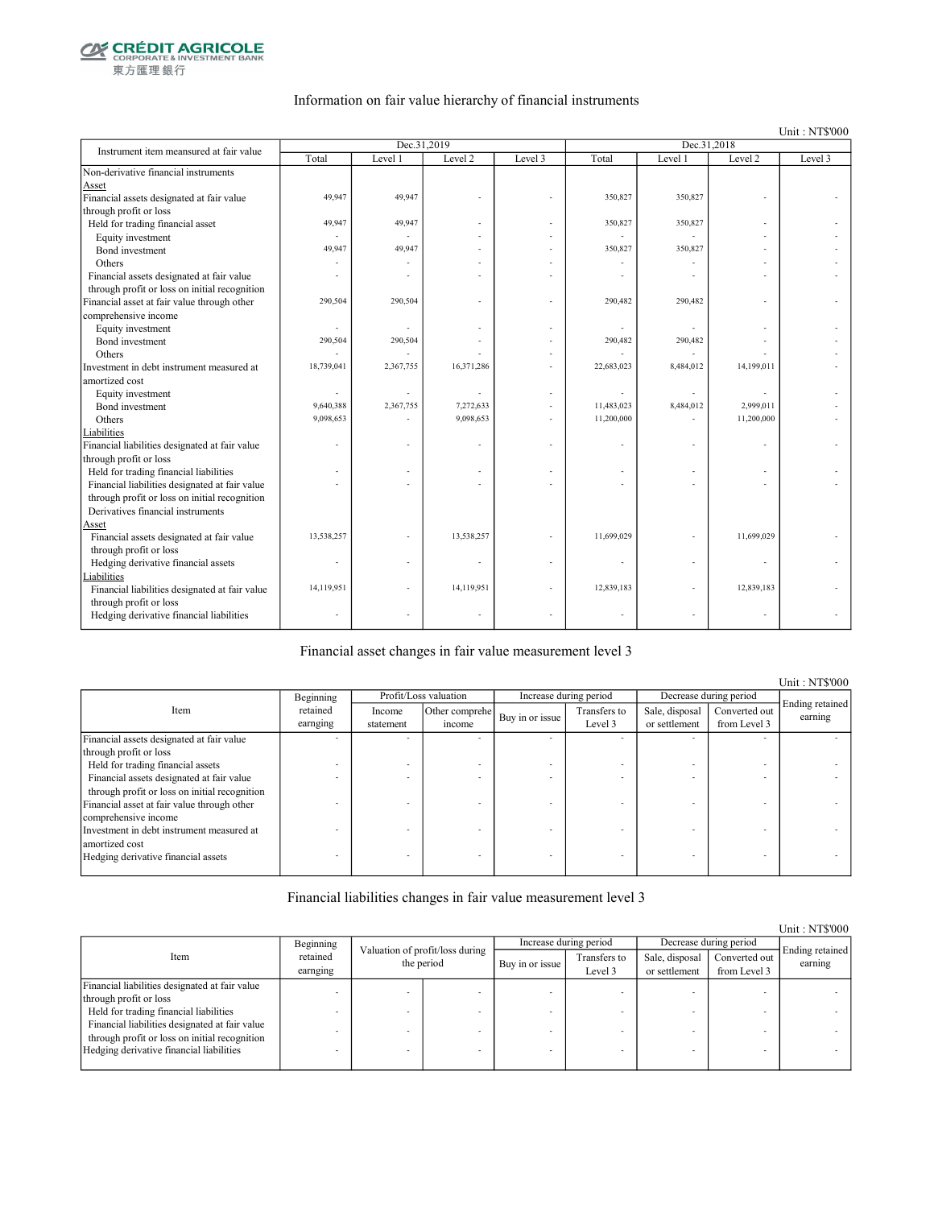CRÉDIT AGRICOLE CORPORATE & INVESTMENT BANK
東方匯理銀行

## Information on fair value hierarchy of financial instruments

Unit : NT$'000

| Instrument item meansured at fair value | Dec.31,2019 | | | | Dec.31,2018 | | | |
|---|---|---|---|---|---|---|---|---|
| | Total | Level 1 | Level 2 | Level 3 | Total | Level 1 | Level 2 | Level 3 |
| Non-derivative financial instruments | | | | | | | | |
| Asset | | | | | | | | |
| Financial assets designated at fair value through profit or loss | 49,947 | 49,947 | - | - | 350,827 | 350,827 | - | - |
| Held for trading financial asset | 49,947 | 49,947 | - | - | 350,827 | 350,827 | - | - |
| Equity investment | - | - | - | - | - | - | - | - |
| Bond investment | 49,947 | 49,947 | - | - | 350,827 | 350,827 | - | - |
| Others | - | - | - | - | - | - | - | - |
| Financial assets designated at fair value through profit or loss on initial recognition | - | - | - | - | - | - | - | - |
| Financial asset at fair value through other comprehensive income | 290,504 | 290,504 | - | - | 290,482 | 290,482 | - | - |
| Equity investment | - | - | - | - | - | - | - | - |
| Bond investment | 290,504 | 290,504 | - | - | 290,482 | 290,482 | - | - |
| Others | - | - | - | - | - | - | - | - |
| Investment in debt instrument measured at amortized cost | 18,739,041 | 2,367,755 | 16,371,286 | - | 22,683,023 | 8,484,012 | 14,199,011 | - |
| Equity investment | - | - | - | - | - | - | - | - |
| Bond investment | 9,640,388 | 2,367,755 | 7,272,633 | - | 11,483,023 | 8,484,012 | 2,999,011 | - |
| Others | 9,098,653 | - | 9,098,653 | - | 11,200,000 | - | 11,200,000 | - |
| Liabilities | | | | | | | | |
| Financial liabilities designated at fair value through profit or loss | - | - | - | - | - | - | - | - |
| Held for trading financial liabilities | - | - | - | - | - | - | - | - |
| Financial liabilities designated at fair value through profit or loss on initial recognition | - | - | - | - | - | - | - | - |
| Derivatives financial instruments | | | | | | | | |
| Asset | | | | | | | | |
| Financial assets designated at fair value through profit or loss | 13,538,257 | - | 13,538,257 | - | 11,699,029 | - | 11,699,029 | - |
| Hedging derivative financial assets | - | - | - | - | - | - | - | - |
| Liabilities | | | | | | | | |
| Financial liabilities designated at fair value through profit or loss | 14,119,951 | - | 14,119,951 | - | 12,839,183 | - | 12,839,183 | - |
| Hedging derivative financial liabilities | - | - | - | - | - | - | - | - |

## Financial asset changes in fair value measurement level 3

Unit : NT$'000

| Item | Beginning retained earnging | Profit/Loss valuation | | Increase during period | | Decrease during period | | Ending retained earning |
|---|---|---|---|---|---|---|---|---|
| | | Income statement | Other comprehe income | Buy in or issue | Transfers to Level 3 | Sale, disposal or settlement | Converted out from Level 3 | |
| Financial assets designated at fair value through profit or loss | - | - | - | - | - | - | - | - |
| Held for trading financial assets | - | - | - | - | - | - | - | - |
| Financial assets designated at fair value through profit or loss on initial recognition | - | - | - | - | - | - | - | - |
| Financial asset at fair value through other comprehensive income | - | - | - | - | - | - | - | - |
| Investment in debt instrument measured at amortized cost | - | - | - | - | - | - | - | - |
| Hedging derivative financial assets | - | - | - | - | - | - | - | - |

## Financial liabilities changes in fair value measurement level 3

Unit : NT$'000

| Item | Beginning retained earnging | Valuation of profit/loss during the period | | Increase during period | | Decrease during period | | Ending retained earning |
|---|---|---|---|---|---|---|---|---|
| | | | | Buy in or issue | Transfers to Level 3 | Sale, disposal or settlement | Converted out from Level 3 | |
| Financial liabilities designated at fair value through profit or loss | - | - | - | - | - | - | - | - |
| Held for trading financial liabilities | - | - | - | - | - | - | - | - |
| Financial liabilities designated at fair value through profit or loss on initial recognition | - | - | - | - | - | - | - | - |
| Hedging derivative financial liabilities | - | - | - | - | - | - | - | - |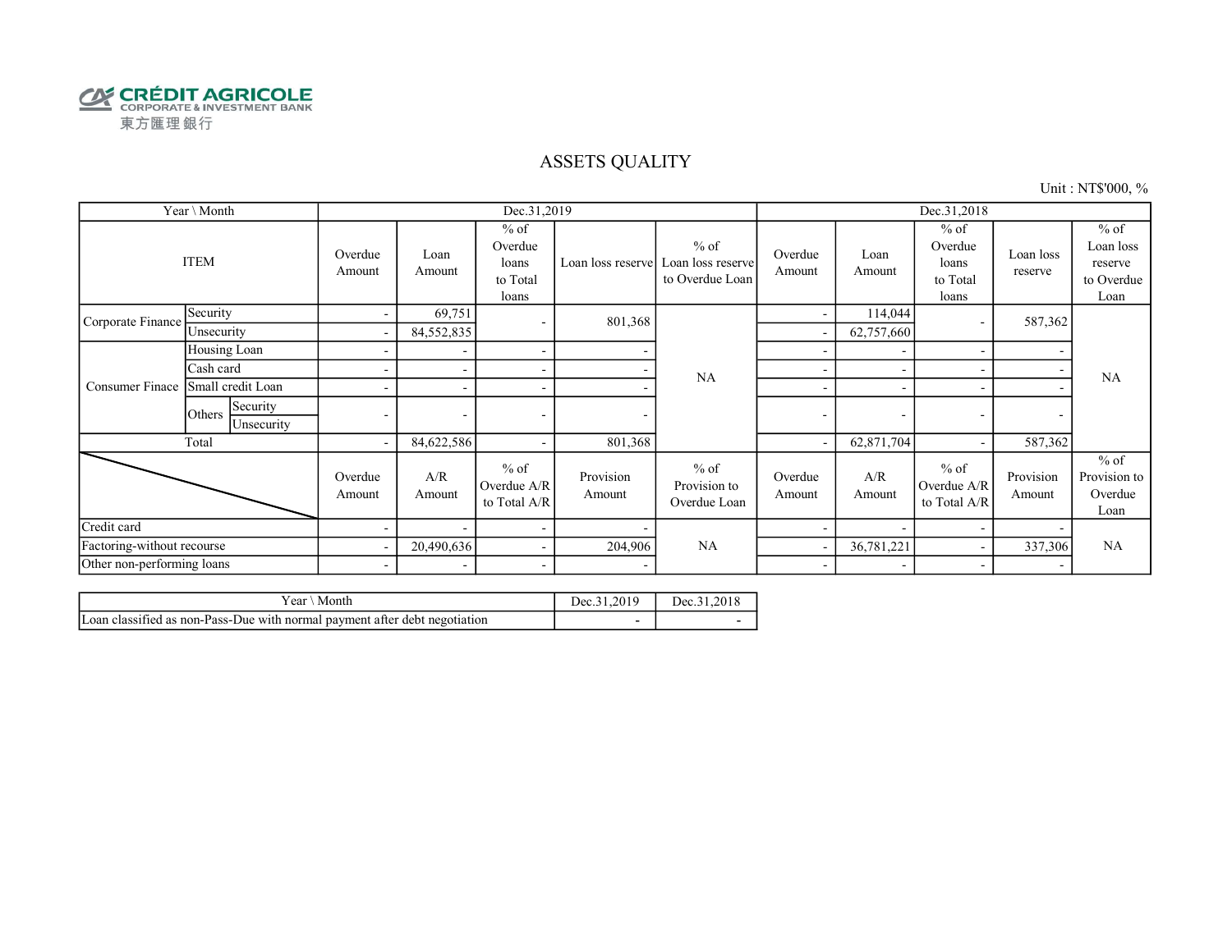CRÉDIT AGRICOLE
CORPORATE & INVESTMENT BANK
東方匯理銀行

# ASSETS QUALITY

Unit : NT$'000, %

| Year \ Month | | | Dec.31,2019 | | | | | Dec.31,2018 | | | | |
|---|---|---|---|---|---|---|---|---|---|---|---|---|
| ITEM | | | Overdue Amount | Loan Amount | % of Overdue loans to Total loans | Loan loss reserve | % of Loan loss reserve to Overdue Loan | Overdue Amount | Loan Amount | % of Overdue loans to Total loans | Loan loss reserve | % of Loan loss reserve to Overdue Loan |
| Corporate Finance | Security | | - | 69,751 | - | 801,368 | NA | - | 114,044 | - | 587,362 | NA |
| | Unsecurity | | - | 84,552,835 | | | | - | 62,757,660 | | | |
| Consumer Finace | Housing Loan | | - | - | - | - | | - | - | - | - | |
| | Cash card | | - | - | - | - | | - | - | - | - | |
| | Small credit Loan | | - | - | - | - | | - | - | - | - | |
| | Others | Security | - | - | - | - | | - | - | - | - | |
| | | Unsecurity | | | | | | | | | | |
| Total | | | - | 84,622,586 | - | 801,368 | | - | 62,871,704 | - | 587,362 | |
| | | | Overdue Amount | A/R Amount | % of Overdue A/R to Total A/R | Provision Amount | % of Provision to Overdue Loan | Overdue Amount | A/R Amount | % of Overdue A/R to Total A/R | Provision Amount | % of Provision to Overdue Loan |
| Credit card | | | - | - | - | - | NA | - | - | - | - | NA |
| Factoring-without recourse | | | - | 20,490,636 | - | 204,906 | | - | 36,781,221 | - | 337,306 | |
| Other non-performing loans | | | - | - | - | - | | - | - | - | - | |

| Year \ Month | Dec.31,2019 | Dec.31,2018 |
|---|---|---|
| Loan classified as non-Pass-Due with normal payment after debt negotiation | - | - |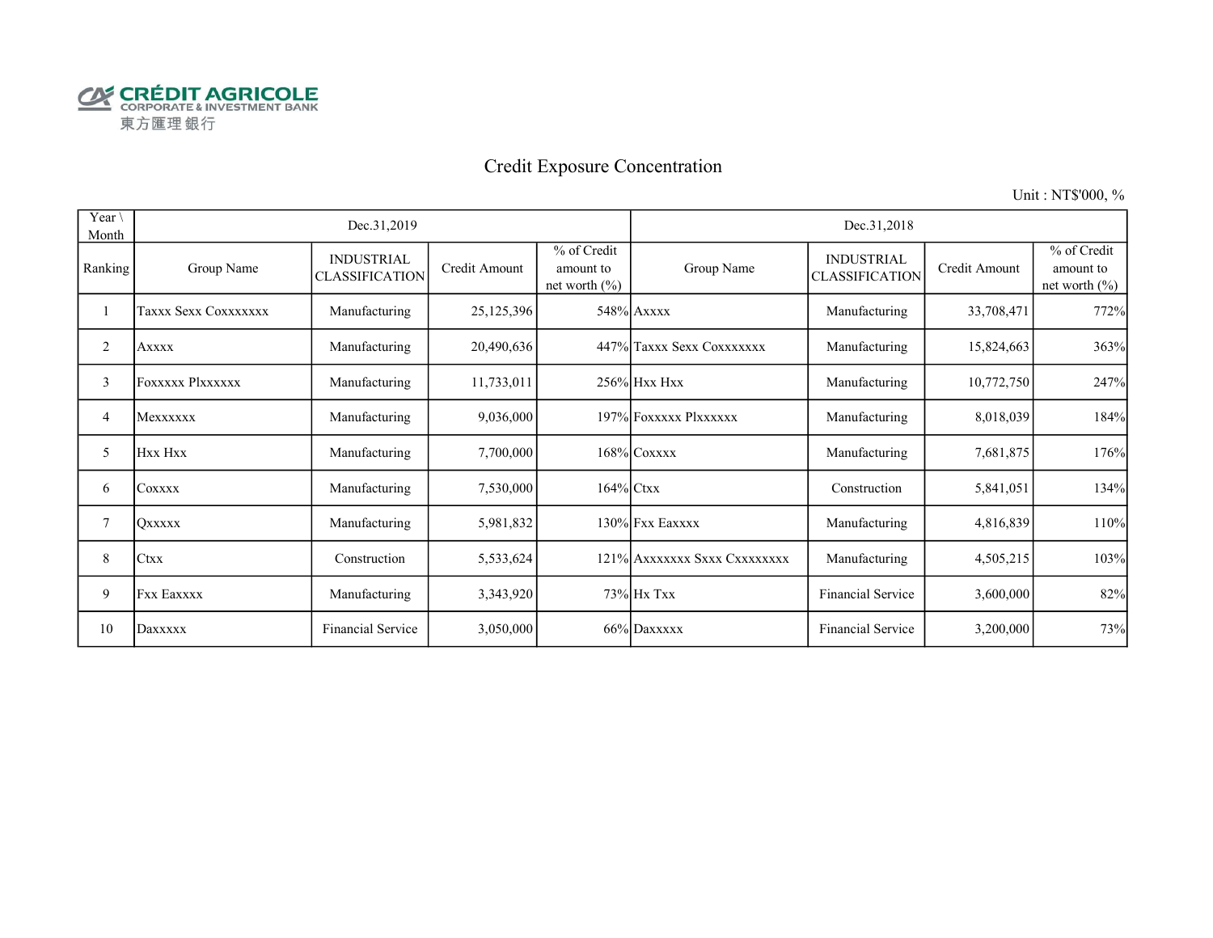CRÉDIT AGRICOLE
CORPORATE & INVESTMENT BANK
東方匯理銀行

# Credit Exposure Concentration

Unit : NT$'000, %

| Year \ Month | Dec.31,2019 | | | | Dec.31,2018 | | | |
|---|---|---|---|---|---|---|---|---|
| Ranking | Group Name | INDUSTRIAL CLASSIFICATION | Credit Amount | % of Credit amount to net worth (%) | Group Name | INDUSTRIAL CLASSIFICATION | Credit Amount | % of Credit amount to net worth (%) |
| 1 | Taxxx Sexx Coxxxxxxx | Manufacturing | 25,125,396 | 548% | Axxxx | Manufacturing | 33,708,471 | 772% |
| 2 | Axxxx | Manufacturing | 20,490,636 | 447% | Taxxx Sexx Coxxxxxxx | Manufacturing | 15,824,663 | 363% |
| 3 | Foxxxxx Plxxxxxx | Manufacturing | 11,733,011 | 256% | Hxx Hxx | Manufacturing | 10,772,750 | 247% |
| 4 | Mexxxxxx | Manufacturing | 9,036,000 | 197% | Foxxxxx Plxxxxxx | Manufacturing | 8,018,039 | 184% |
| 5 | Hxx Hxx | Manufacturing | 7,700,000 | 168% | Coxxxx | Manufacturing | 7,681,875 | 176% |
| 6 | Coxxxx | Manufacturing | 7,530,000 | 164% | Ctxx | Construction | 5,841,051 | 134% |
| 7 | Qxxxxx | Manufacturing | 5,981,832 | 130% | Fxx Eaxxxx | Manufacturing | 4,816,839 | 110% |
| 8 | Ctxx | Construction | 5,533,624 | 121% | Axxxxxxx Sxxx Cxxxxxxxx | Manufacturing | 4,505,215 | 103% |
| 9 | Fxx Eaxxxx | Manufacturing | 3,343,920 | 73% | Hx Txx | Financial Service | 3,600,000 | 82% |
| 10 | Daxxxxx | Financial Service | 3,050,000 | 66% | Daxxxxx | Financial Service | 3,200,000 | 73% |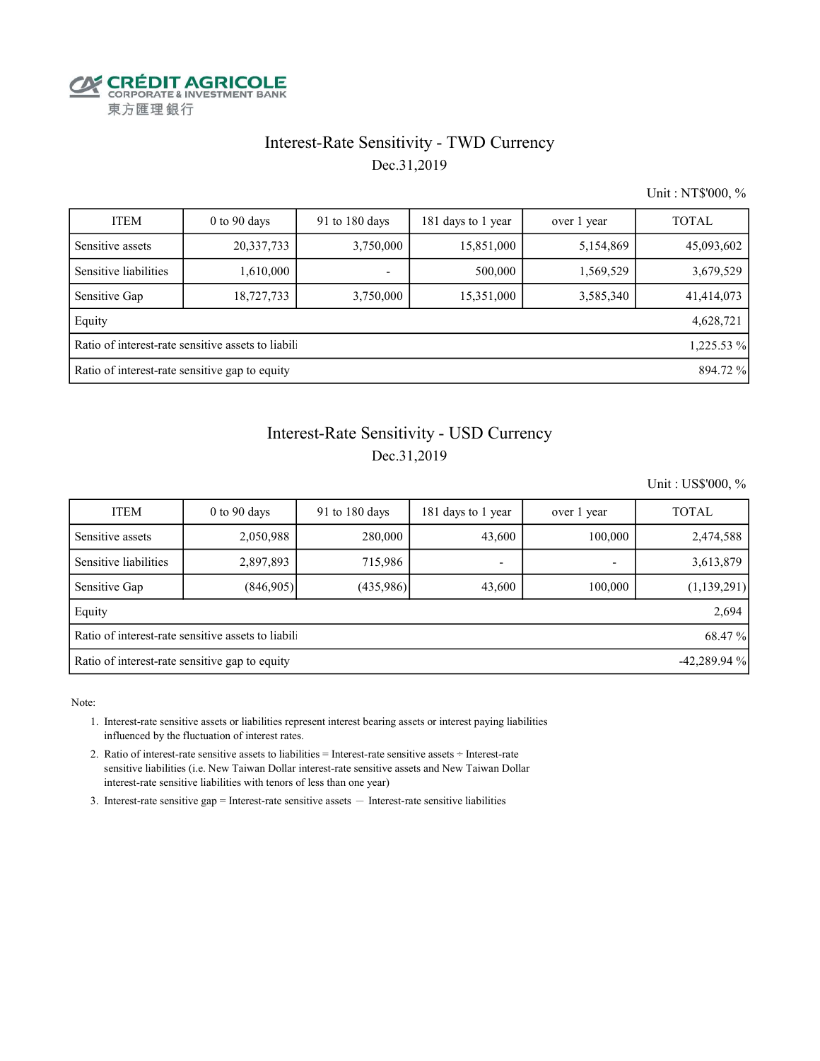CRÉDIT AGRICOLE
CORPORATE & INVESTMENT BANK
東方匯理銀行

## Interest-Rate Sensitivity - TWD Currency

Dec.31,2019

Unit : NT$'000, %

| ITEM | 0 to 90 days | 91 to 180 days | 181 days to 1 year | over 1 year | TOTAL |
|---|---|---|---|---|---|
| Sensitive assets | 20,337,733 | 3,750,000 | 15,851,000 | 5,154,869 | 45,093,602 |
| Sensitive liabilities | 1,610,000 | - | 500,000 | 1,569,529 | 3,679,529 |
| Sensitive Gap | 18,727,733 | 3,750,000 | 15,351,000 | 3,585,340 | 41,414,073 |
| Equity | | | | | 4,628,721 |
| Ratio of interest-rate sensitive assets to liabili | | | | | 1,225.53 % |
| Ratio of interest-rate sensitive gap to equity | | | | | 894.72 % |

## Interest-Rate Sensitivity - USD Currency

Dec.31,2019

Unit : US$'000, %

| ITEM | 0 to 90 days | 91 to 180 days | 181 days to 1 year | over 1 year | TOTAL |
|---|---|---|---|---|---|
| Sensitive assets | 2,050,988 | 280,000 | 43,600 | 100,000 | 2,474,588 |
| Sensitive liabilities | 2,897,893 | 715,986 | - | - | 3,613,879 |
| Sensitive Gap | (846,905) | (435,986) | 43,600 | 100,000 | (1,139,291) |
| Equity | | | | | 2,694 |
| Ratio of interest-rate sensitive assets to liabili | | | | | 68.47 % |
| Ratio of interest-rate sensitive gap to equity | | | | | -42,289.94 % |

Note:

1. Interest-rate sensitive assets or liabilities represent interest bearing assets or interest paying liabilities influenced by the fluctuation of interest rates.
2. Ratio of interest-rate sensitive assets to liabilities = Interest-rate sensitive assets ÷ Interest-rate sensitive liabilities (i.e. New Taiwan Dollar interest-rate sensitive assets and New Taiwan Dollar interest-rate sensitive liabilities with tenors of less than one year)
3. Interest-rate sensitive gap = Interest-rate sensitive assets — Interest-rate sensitive liabilities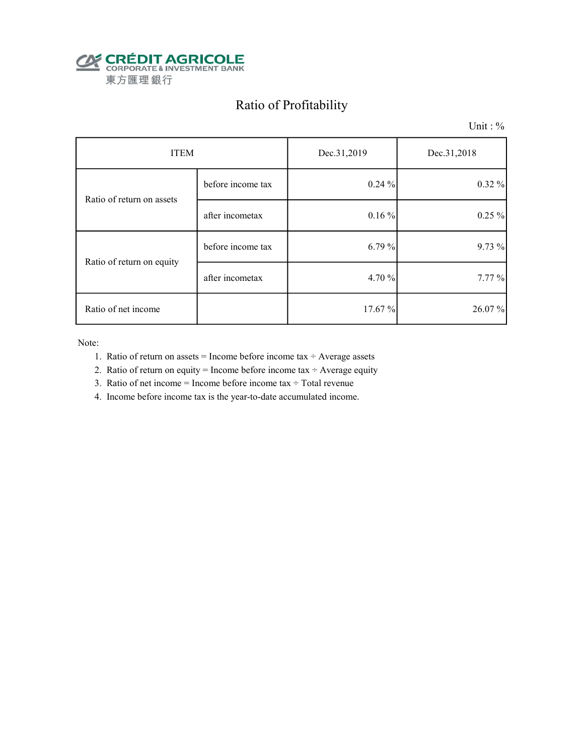CRÉDIT AGRICOLE
CORPORATE & INVESTMENT BANK
東方匯理銀行

# Ratio of Profitability

Unit : %

| ITEM | | Dec.31,2019 | Dec.31,2018 |
|---|---|---|---|
| Ratio of return on assets | before income tax | 0.24 % | 0.32 % |
| | after incometax | 0.16 % | 0.25 % |
| Ratio of return on equity | before income tax | 6.79 % | 9.73 % |
| | after incometax | 4.70 % | 7.77 % |
| Ratio of net income | | 17.67 % | 26.07 % |

Note:

1. Ratio of return on assets = Income before income tax ÷ Average assets
2. Ratio of return on equity = Income before income tax ÷ Average equity
3. Ratio of net income = Income before income tax ÷ Total revenue
4. Income before income tax is the year-to-date accumulated income.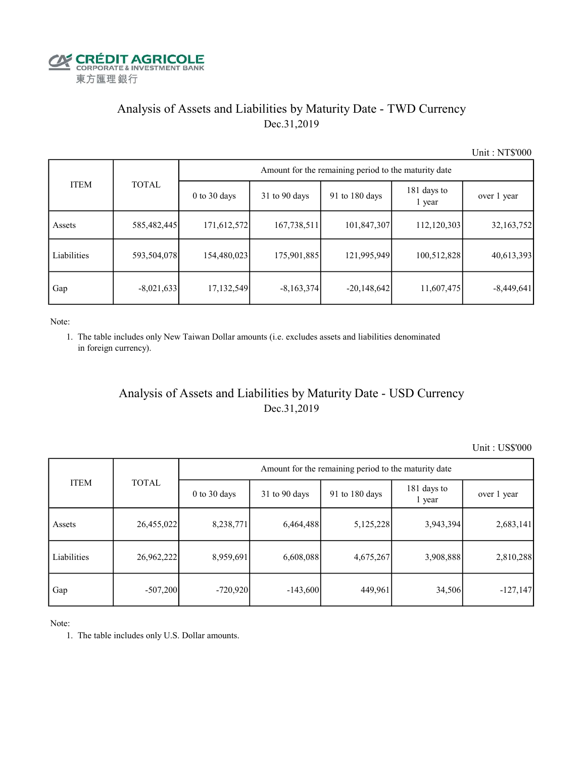CRÉDIT AGRICOLE
CORPORATE & INVESTMENT BANK
東方匯理銀行

## Analysis of Assets and Liabilities by Maturity Date - TWD Currency

Dec.31,2019

Unit : NT$'000

| ITEM | TOTAL | Amount for the remaining period to the maturity date | | | | |
|---|---|---|---|---|---|---|
| | | 0 to 30 days | 31 to 90 days | 91 to 180 days | 181 days to 1 year | over 1 year |
| Assets | 585,482,445 | 171,612,572 | 167,738,511 | 101,847,307 | 112,120,303 | 32,163,752 |
| Liabilities | 593,504,078 | 154,480,023 | 175,901,885 | 121,995,949 | 100,512,828 | 40,613,393 |
| Gap | -8,021,633 | 17,132,549 | -8,163,374 | -20,148,642 | 11,607,475 | -8,449,641 |

Note:

1. The table includes only New Taiwan Dollar amounts (i.e. excludes assets and liabilities denominated in foreign currency).

## Analysis of Assets and Liabilities by Maturity Date - USD Currency

Dec.31,2019

Unit : US$'000

| ITEM | TOTAL | Amount for the remaining period to the maturity date | | | | |
|---|---|---|---|---|---|---|
| | | 0 to 30 days | 31 to 90 days | 91 to 180 days | 181 days to 1 year | over 1 year |
| Assets | 26,455,022 | 8,238,771 | 6,464,488 | 5,125,228 | 3,943,394 | 2,683,141 |
| Liabilities | 26,962,222 | 8,959,691 | 6,608,088 | 4,675,267 | 3,908,888 | 2,810,288 |
| Gap | -507,200 | -720,920 | -143,600 | 449,961 | 34,506 | -127,147 |

Note:

1. The table includes only U.S. Dollar amounts.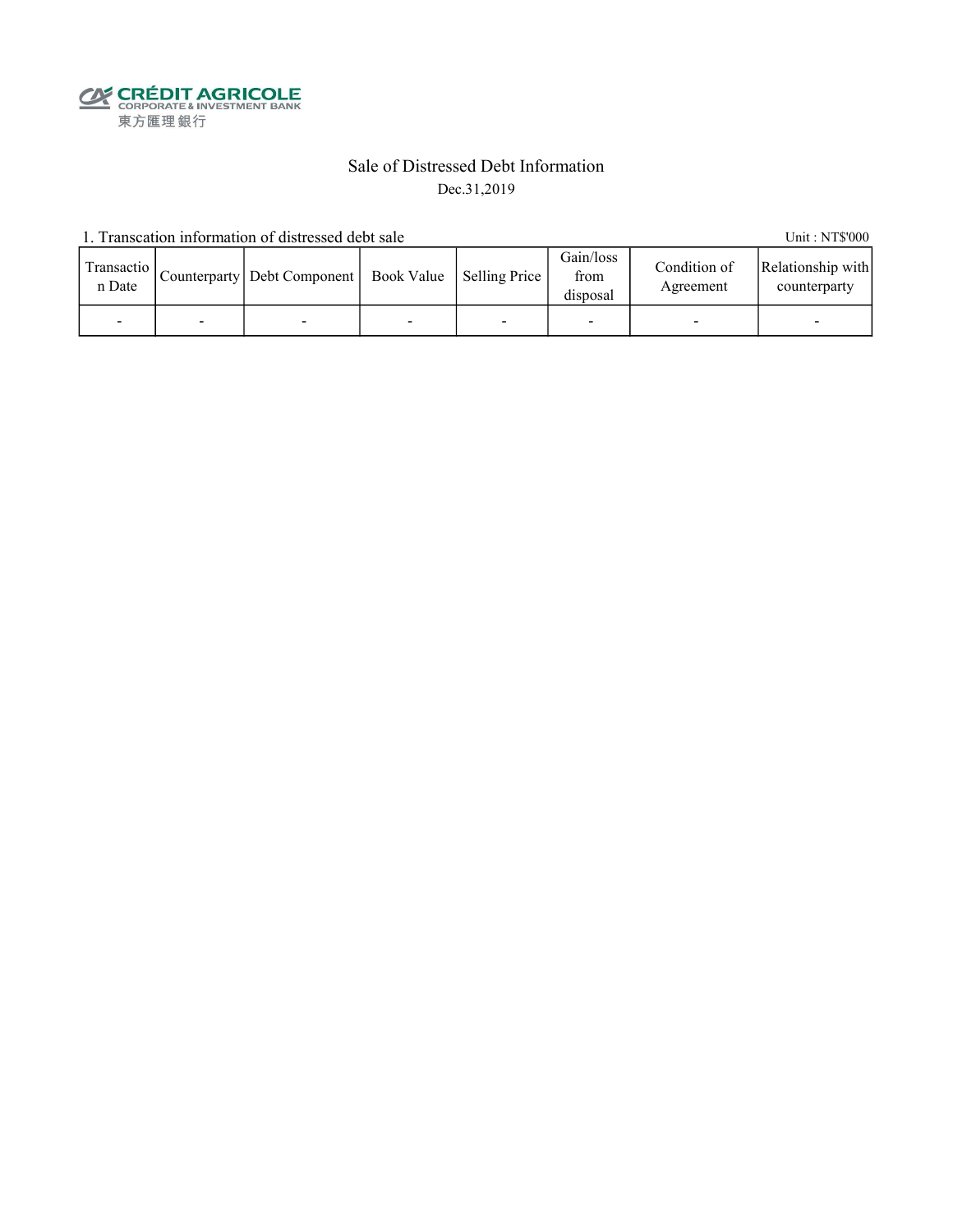CRÉDIT AGRICOLE
CORPORATE & INVESTMENT BANK
東方匯理銀行

# Sale of Distressed Debt Information

Dec.31,2019

1. Transcation information of distressed debt sale

Unit : NT$'000

| Transaction Date | Counterparty | Debt Component | Book Value | Selling Price | Gain/loss from disposal | Condition of Agreement | Relationship with counterparty |
|---|---|---|---|---|---|---|---|
| - | - | - | - | - | - | - | - |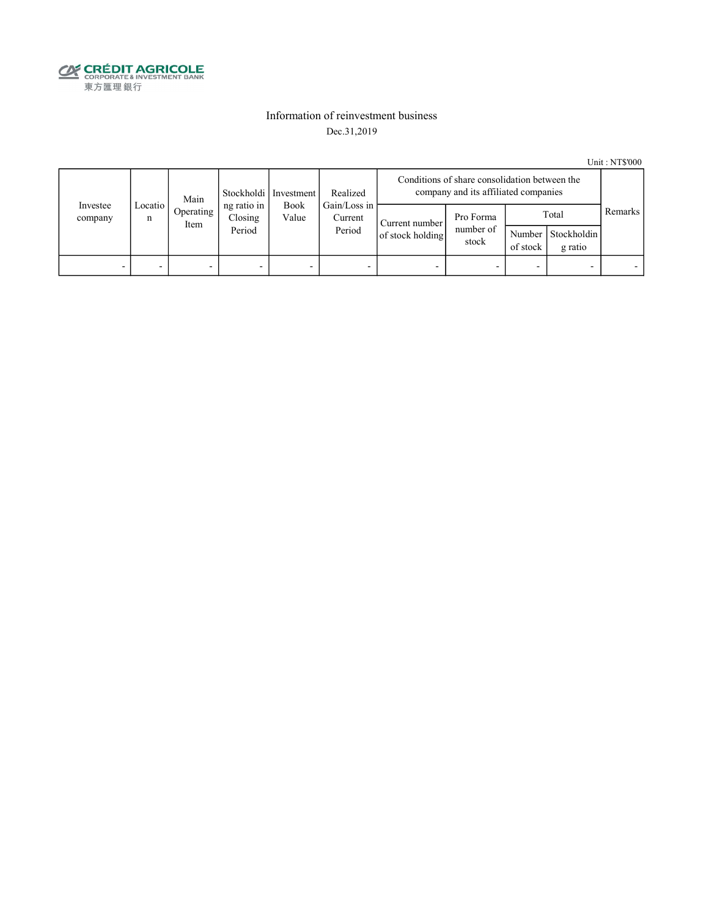CRÉDIT AGRICOLE
CORPORATE & INVESTMENT BANK
東方匯理銀行

# Information of reinvestment business

Dec.31,2019

Unit : NT$'000

| Investee company | Location | Main Operating Item | Stockholding ratio in Closing Period | Investment Book Value | Realized Gain/Loss in Current Period | Conditions of share consolidation between the company and its affiliated companies | | | | Remarks |
|---|---|---|---|---|---|---|---|---|---|---|
| | | | | | | Current number of stock holding | Pro Forma number of stock | Total | | |
| | | | | | | | | Number of stock | Stockholding ratio | |
| - | - | - | - | - | - | - | - | - | - | - |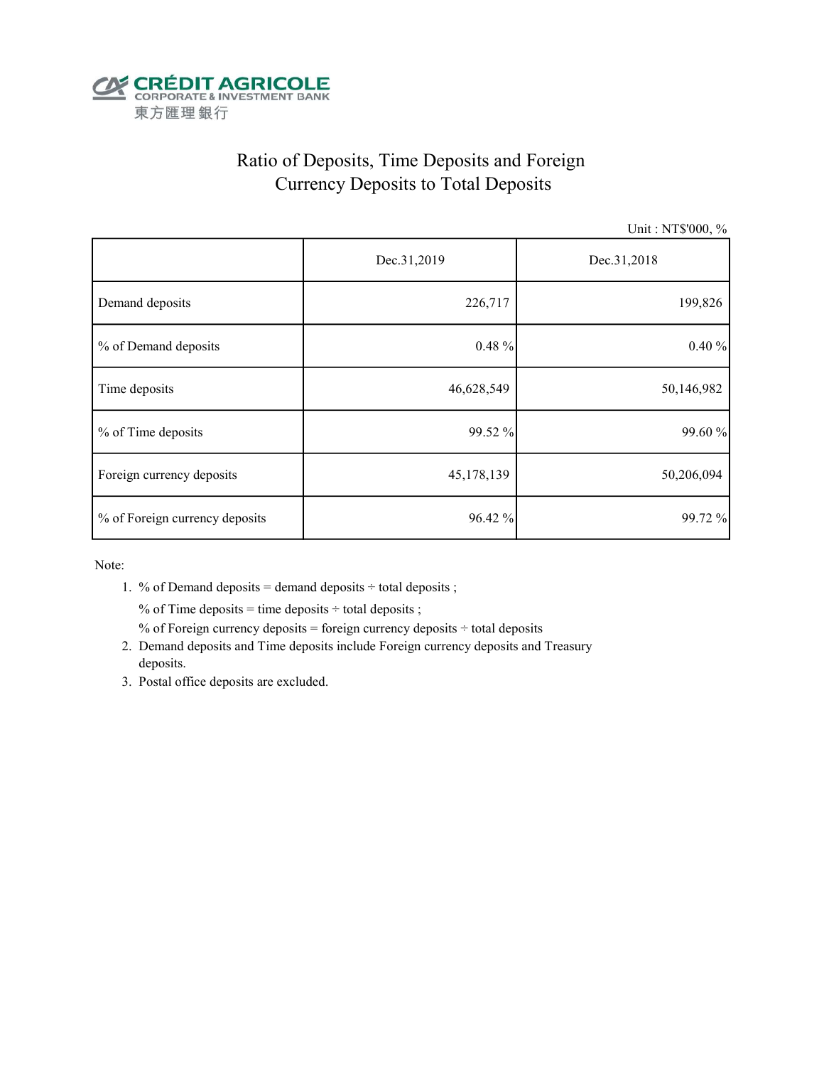CRÉDIT AGRICOLE
CORPORATE & INVESTMENT BANK
東方匯理銀行

# Ratio of Deposits, Time Deposits and Foreign Currency Deposits to Total Deposits

Unit : NT$'000, %

| | Dec.31,2019 | Dec.31,2018 |
|---|---|---|
| Demand deposits | 226,717 | 199,826 |
| % of Demand deposits | 0.48 % | 0.40 % |
| Time deposits | 46,628,549 | 50,146,982 |
| % of Time deposits | 99.52 % | 99.60 % |
| Foreign currency deposits | 45,178,139 | 50,206,094 |
| % of Foreign currency deposits | 96.42 % | 99.72 % |

Note:

1. % of Demand deposits = demand deposits ÷ total deposits ;
   % of Time deposits = time deposits ÷ total deposits ;
   % of Foreign currency deposits = foreign currency deposits ÷ total deposits
2. Demand deposits and Time deposits include Foreign currency deposits and Treasury deposits.
3. Postal office deposits are excluded.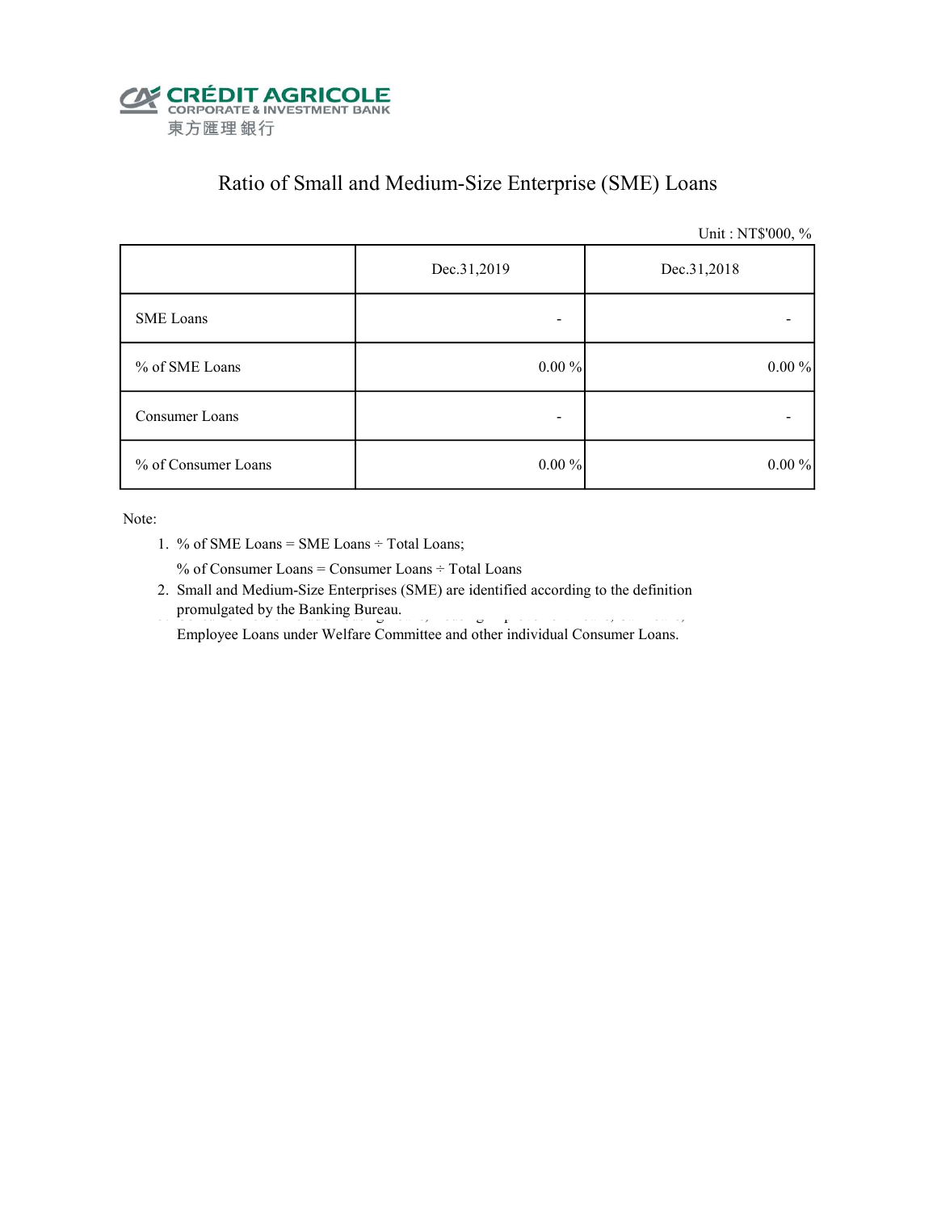CRÉDIT AGRICOLE
CORPORATE & INVESTMENT BANK
東方匯理銀行

# Ratio of Small and Medium-Size Enterprise (SME) Loans

Unit : NT$'000, %

| | Dec.31,2019 | Dec.31,2018 |
|---|---|---|
| SME Loans | - | - |
| % of SME Loans | 0.00 % | 0.00 % |
| Consumer Loans | - | - |
| % of Consumer Loans | 0.00 % | 0.00 % |

Note:

1. % of SME Loans = SME Loans ÷ Total Loans;

   % of Consumer Loans = Consumer Loans ÷ Total Loans
2. Small and Medium-Size Enterprises (SME) are identified according to the definition promulgated by the Banking Bureau.

   Employee Loans under Welfare Committee and other individual Consumer Loans.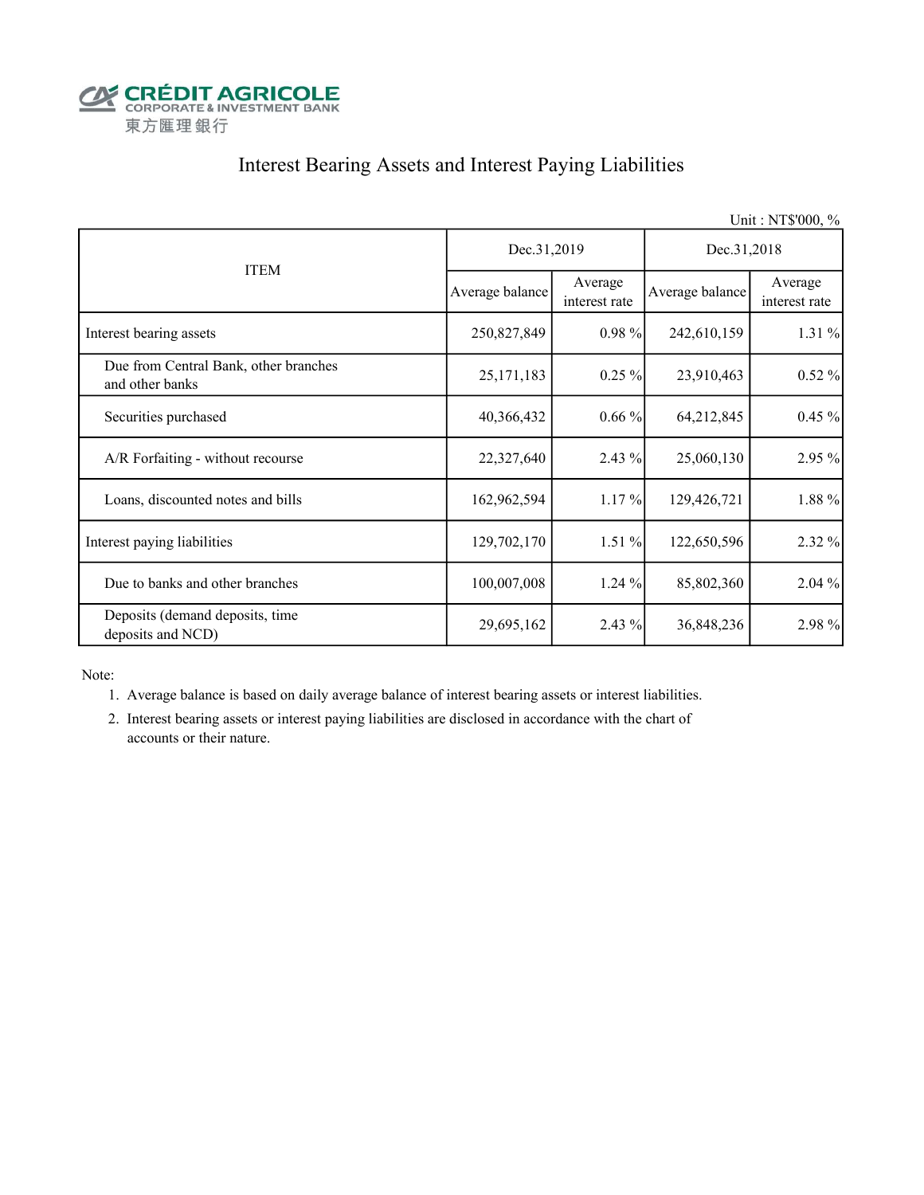CRÉDIT AGRICOLE
CORPORATE & INVESTMENT BANK
東方匯理銀行

# Interest Bearing Assets and Interest Paying Liabilities

Unit : NT$'000, %

| ITEM | Dec.31,2019 | | Dec.31,2018 | |
|---|---|---|---|---|
| | Average balance | Average interest rate | Average balance | Average interest rate |
| Interest bearing assets | 250,827,849 | 0.98 % | 242,610,159 | 1.31 % |
| Due from Central Bank, other branches and other banks | 25,171,183 | 0.25 % | 23,910,463 | 0.52 % |
| Securities purchased | 40,366,432 | 0.66 % | 64,212,845 | 0.45 % |
| A/R Forfaiting - without recourse | 22,327,640 | 2.43 % | 25,060,130 | 2.95 % |
| Loans, discounted notes and bills | 162,962,594 | 1.17 % | 129,426,721 | 1.88 % |
| Interest paying liabilities | 129,702,170 | 1.51 % | 122,650,596 | 2.32 % |
| Due to banks and other branches | 100,007,008 | 1.24 % | 85,802,360 | 2.04 % |
| Deposits (demand deposits, time deposits and NCD) | 29,695,162 | 2.43 % | 36,848,236 | 2.98 % |

Note:

1. Average balance is based on daily average balance of interest bearing assets or interest liabilities.
2. Interest bearing assets or interest paying liabilities are disclosed in accordance with the chart of accounts or their nature.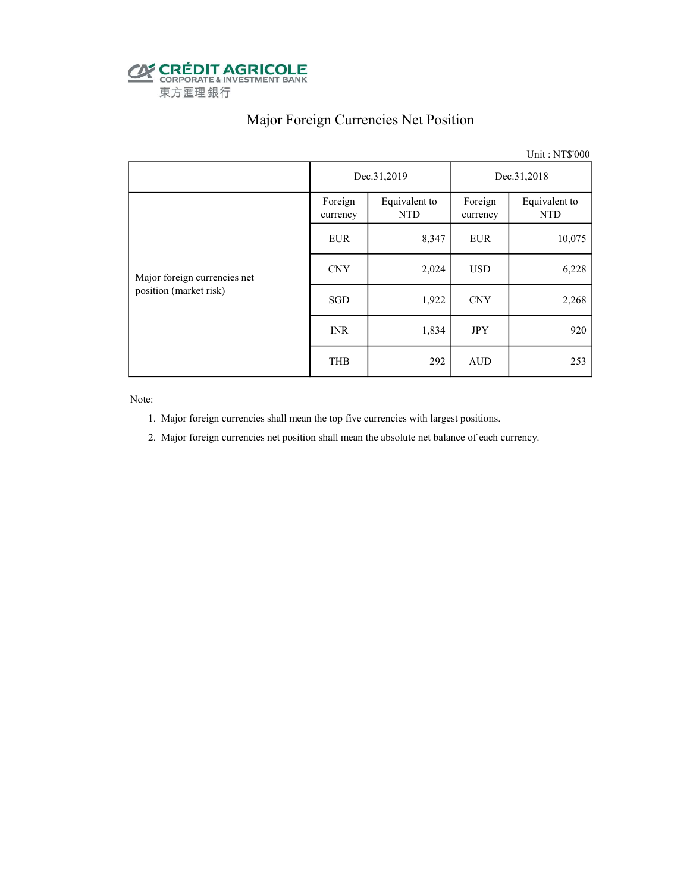CRÉDIT AGRICOLE
CORPORATE & INVESTMENT BANK
東方匯理銀行

# Major Foreign Currencies Net Position

Unit : NT$'000

| | Dec.31,2019 | | Dec.31,2018 | |
|---|---|---|---|---|
| | Foreign currency | Equivalent to NTD | Foreign currency | Equivalent to NTD |
| Major foreign currencies net position (market risk) | EUR | 8,347 | EUR | 10,075 |
| | CNY | 2,024 | USD | 6,228 |
| | SGD | 1,922 | CNY | 2,268 |
| | INR | 1,834 | JPY | 920 |
| | THB | 292 | AUD | 253 |

Note:

1. Major foreign currencies shall mean the top five currencies with largest positions.
2. Major foreign currencies net position shall mean the absolute net balance of each currency.